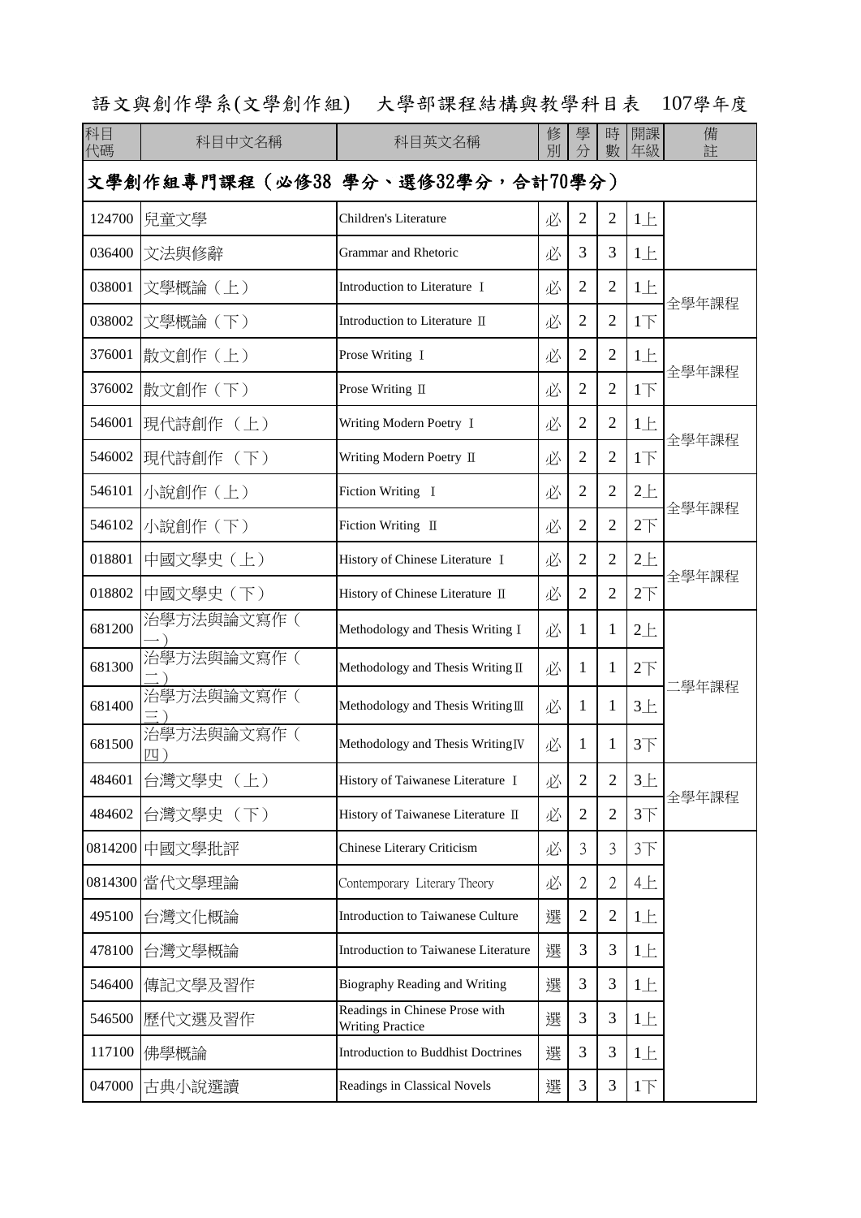# 語文與創作學系(文學創作組)　大學部課程結構與教學科目表　107學年度

| 科目代碼 | 科目中文名稱 | 科目英文名稱 | 修別 | 學分 | 時數 | 開課年級 | 備註 |
|---|---|---|---|---|---|---|---|
| **文學創作組專門課程（必修38 學分、選修32學分，合計70學分）** | | | | | | | |
| 124700 | 兒童文學 | Children's Literature | 必 | 2 | 2 | 1上 | |
| 036400 | 文法與修辭 | Grammar and Rhetoric | 必 | 3 | 3 | 1上 | |
| 038001 | 文學概論（上） | Introduction to Literature Ⅰ | 必 | 2 | 2 | 1上 | 全學年課程 |
| 038002 | 文學概論（下） | Introduction to Literature Ⅱ | 必 | 2 | 2 | 1下 | |
| 376001 | 散文創作（上） | Prose Writing Ⅰ | 必 | 2 | 2 | 1上 | 全學年課程 |
| 376002 | 散文創作（下） | Prose Writing Ⅱ | 必 | 2 | 2 | 1下 | |
| 546001 | 現代詩創作 （上） | Writing Modern Poetry Ⅰ | 必 | 2 | 2 | 1上 | 全學年課程 |
| 546002 | 現代詩創作 （下） | Writing Modern Poetry Ⅱ | 必 | 2 | 2 | 1下 | |
| 546101 | 小說創作（上） | Fiction Writing Ⅰ | 必 | 2 | 2 | 2上 | 全學年課程 |
| 546102 | 小說創作（下） | Fiction Writing Ⅱ | 必 | 2 | 2 | 2下 | |
| 018801 | 中國文學史（上） | History of Chinese Literature Ⅰ | 必 | 2 | 2 | 2上 | 全學年課程 |
| 018802 | 中國文學史（下） | History of Chinese Literature Ⅱ | 必 | 2 | 2 | 2下 | |
| 681200 | 治學方法與論文寫作（一） | Methodology and Thesis Writing Ⅰ | 必 | 1 | 1 | 2上 | 二學年課程 |
| 681300 | 治學方法與論文寫作（二） | Methodology and Thesis Writing Ⅱ | 必 | 1 | 1 | 2下 | |
| 681400 | 治學方法與論文寫作（三） | Methodology and Thesis Writing Ⅲ | 必 | 1 | 1 | 3上 | |
| 681500 | 治學方法與論文寫作（四） | Methodology and Thesis Writing Ⅳ | 必 | 1 | 1 | 3下 | |
| 484601 | 台灣文學史 （上） | History of Taiwanese Literature Ⅰ | 必 | 2 | 2 | 3上 | 全學年課程 |
| 484602 | 台灣文學史 （下） | History of Taiwanese Literature Ⅱ | 必 | 2 | 2 | 3下 | |
| 0814200 | 中國文學批評 | Chinese Literary Criticism | 必 | 3 | 3 | 3下 | |
| 0814300 | 當代文學理論 | Contemporary Literary Theory | 必 | 2 | 2 | 4上 | |
| 495100 | 台灣文化概論 | Introduction to Taiwanese Culture | 選 | 2 | 2 | 1上 | |
| 478100 | 台灣文學概論 | Introduction to Taiwanese Literature | 選 | 3 | 3 | 1上 | |
| 546400 | 傳記文學及習作 | Biography Reading and Writing | 選 | 3 | 3 | 1上 | |
| 546500 | 歷代文選及習作 | Readings in Chinese Prose with Writing Practice | 選 | 3 | 3 | 1上 | |
| 117100 | 佛學概論 | Introduction to Buddhist Doctrines | 選 | 3 | 3 | 1上 | |
| 047000 | 古典小說選讀 | Readings in Classical Novels | 選 | 3 | 3 | 1下 | |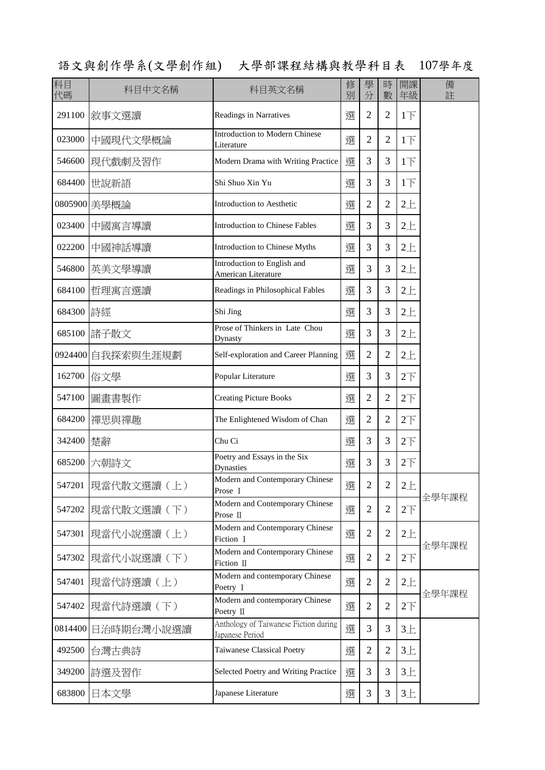# 語文與創作學系(文學創作組)　大學部課程結構與教學科目表　107學年度

| 科目代碼 | 科目中文名稱 | 科目英文名稱 | 修別 | 學分 | 時數 | 開課年級 | 備註 |
|---|---|---|---|---|---|---|---|
| 291100 | 敘事文選讀 | Readings in Narratives | 選 | 2 | 2 | 1下 | |
| 023000 | 中國現代文學概論 | Introduction to Modern Chinese Literature | 選 | 2 | 2 | 1下 | |
| 546600 | 現代戲劇及習作 | Modern Drama with Writing Practice | 選 | 3 | 3 | 1下 | |
| 684400 | 世說新語 | Shi Shuo Xin Yu | 選 | 3 | 3 | 1下 | |
| 0805900 | 美學概論 | Introduction to Aesthetic | 選 | 2 | 2 | 2上 | |
| 023400 | 中國寓言導讀 | Introduction to Chinese Fables | 選 | 3 | 3 | 2上 | |
| 022200 | 中國神話導讀 | Introduction to Chinese Myths | 選 | 3 | 3 | 2上 | |
| 546800 | 英美文學導讀 | Introduction to English and American Literature | 選 | 3 | 3 | 2上 | |
| 684100 | 哲理寓言選讀 | Readings in Philosophical Fables | 選 | 3 | 3 | 2上 | |
| 684300 | 詩經 | Shi Jing | 選 | 3 | 3 | 2上 | |
| 685100 | 諸子散文 | Prose of Thinkers in Late Chou Dynasty | 選 | 3 | 3 | 2上 | |
| 0924400 | 自我探索與生涯規劃 | Self-exploration and Career Planning | 選 | 2 | 2 | 2上 | |
| 162700 | 俗文學 | Popular Literature | 選 | 3 | 3 | 2下 | |
| 547100 | 圖畫書製作 | Creating Picture Books | 選 | 2 | 2 | 2下 | |
| 684200 | 禪思與禪趣 | The Enlightened Wisdom of Chan | 選 | 2 | 2 | 2下 | |
| 342400 | 楚辭 | Chu Ci | 選 | 3 | 3 | 2下 | |
| 685200 | 六朝詩文 | Poetry and Essays in the Six Dynasties | 選 | 3 | 3 | 2下 | |
| 547201 | 現當代散文選讀（上） | Modern and Contemporary Chinese Prose Ⅰ | 選 | 2 | 2 | 2上 | 全學年課程 |
| 547202 | 現當代散文選讀（下） | Modern and Contemporary Chinese Prose Ⅱ | 選 | 2 | 2 | 2下 | |
| 547301 | 現當代小說選讀（上） | Modern and Contemporary Chinese Fiction Ⅰ | 選 | 2 | 2 | 2上 | 全學年課程 |
| 547302 | 現當代小說選讀（下） | Modern and Contemporary Chinese Fiction Ⅱ | 選 | 2 | 2 | 2下 | |
| 547401 | 現當代詩選讀（上） | Modern and contemporary Chinese Poetry Ⅰ | 選 | 2 | 2 | 2上 | 全學年課程 |
| 547402 | 現當代詩選讀（下） | Modern and contemporary Chinese Poetry Ⅱ | 選 | 2 | 2 | 2下 | |
| 0814400 | 日治時期台灣小說選讀 | Anthology of Taiwanese Fiction during Japanese Period | 選 | 3 | 3 | 3上 | |
| 492500 | 台灣古典詩 | Taiwanese Classical Poetry | 選 | 2 | 2 | 3上 | |
| 349200 | 詩選及習作 | Selected Poetry and Writing Practice | 選 | 3 | 3 | 3上 | |
| 683800 | 日本文學 | Japanese Literature | 選 | 3 | 3 | 3上 | |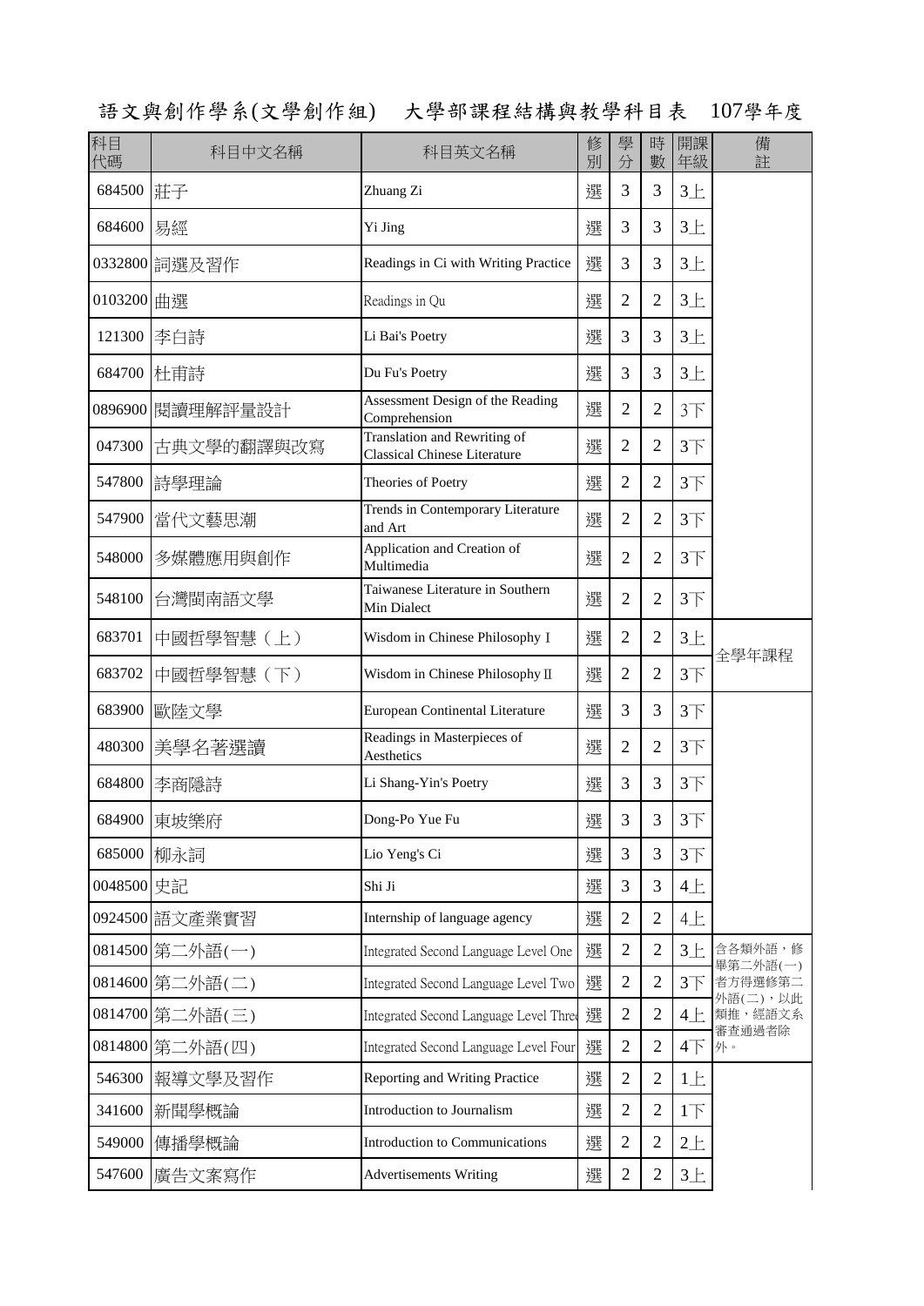# 語文與創作學系(文學創作組) 大學部課程結構與教學科目表 107學年度

| 科目代碼 | 科目中文名稱 | 科目英文名稱 | 修別 | 學分 | 時數 | 開課年級 | 備註 |
|---|---|---|---|---|---|---|---|
| 684500 | 莊子 | Zhuang Zi | 選 | 3 | 3 | 3上 | |
| 684600 | 易經 | Yi Jing | 選 | 3 | 3 | 3上 | |
| 0332800 | 詞選及習作 | Readings in Ci with Writing Practice | 選 | 3 | 3 | 3上 | |
| 0103200 | 曲選 | Readings in Qu | 選 | 2 | 2 | 3上 | |
| 121300 | 李白詩 | Li Bai's Poetry | 選 | 3 | 3 | 3上 | |
| 684700 | 杜甫詩 | Du Fu's Poetry | 選 | 3 | 3 | 3上 | |
| 0896900 | 閱讀理解評量設計 | Assessment Design of the Reading Comprehension | 選 | 2 | 2 | 3下 | |
| 047300 | 古典文學的翻譯與改寫 | Translation and Rewriting of Classical Chinese Literature | 選 | 2 | 2 | 3下 | |
| 547800 | 詩學理論 | Theories of Poetry | 選 | 2 | 2 | 3下 | |
| 547900 | 當代文藝思潮 | Trends in Contemporary Literature and Art | 選 | 2 | 2 | 3下 | |
| 548000 | 多媒體應用與創作 | Application and Creation of Multimedia | 選 | 2 | 2 | 3下 | |
| 548100 | 台灣閩南語文學 | Taiwanese Literature in Southern Min Dialect | 選 | 2 | 2 | 3下 | |
| 683701 | 中國哲學智慧（上） | Wisdom in Chinese Philosophy I | 選 | 2 | 2 | 3上 | 全學年課程 |
| 683702 | 中國哲學智慧（下） | Wisdom in Chinese Philosophy II | 選 | 2 | 2 | 3下 | |
| 683900 | 歐陸文學 | European Continental Literature | 選 | 3 | 3 | 3下 | |
| 480300 | 美學名著選讀 | Readings in Masterpieces of Aesthetics | 選 | 2 | 2 | 3下 | |
| 684800 | 李商隱詩 | Li Shang-Yin's Poetry | 選 | 3 | 3 | 3下 | |
| 684900 | 東坡樂府 | Dong-Po Yue Fu | 選 | 3 | 3 | 3下 | |
| 685000 | 柳永詞 | Lio Yeng's Ci | 選 | 3 | 3 | 3下 | |
| 0048500 | 史記 | Shi Ji | 選 | 3 | 3 | 4上 | |
| 0924500 | 語文產業實習 | Internship of language agency | 選 | 2 | 2 | 4上 | |
| 0814500 | 第二外語(一) | Integrated Second Language Level One | 選 | 2 | 2 | 3上 | 含各類外語，修畢第二外語(一)者方得選修第二外語(二)，以此類推，經語文系審查通過者除外。 |
| 0814600 | 第二外語(二) | Integrated Second Language Level Two | 選 | 2 | 2 | 3下 | |
| 0814700 | 第二外語(三) | Integrated Second Language Level Three | 選 | 2 | 2 | 4上 | |
| 0814800 | 第二外語(四) | Integrated Second Language Level Four | 選 | 2 | 2 | 4下 | |
| 546300 | 報導文學及習作 | Reporting and Writing Practice | 選 | 2 | 2 | 1上 | |
| 341600 | 新聞學概論 | Introduction to Journalism | 選 | 2 | 2 | 1下 | |
| 549000 | 傳播學概論 | Introduction to Communications | 選 | 2 | 2 | 2上 | |
| 547600 | 廣告文案寫作 | Advertisements Writing | 選 | 2 | 2 | 3上 | |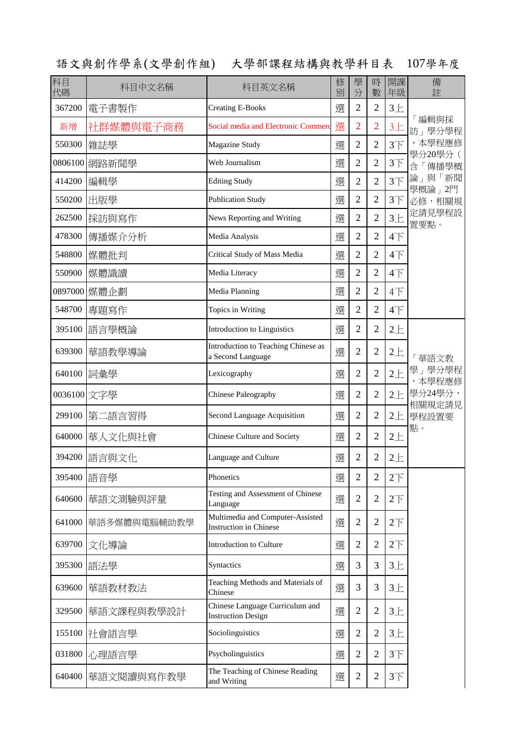# 語文與創作學系(文學創作組)　大學部課程結構與教學科目表　107學年度

| 科目代碼 | 科目中文名稱 | 科目英文名稱 | 修別 | 學分 | 時數 | 開課年級 | 備註 |
|---|---|---|---|---|---|---|---|
| 367200 | 電子書製作 | Creating E-Books | 選 | 2 | 2 | 3上 | 「編輯與採訪」學分學程，本學程應修學分20學分（含「傳播學概論」與「新聞學概論」2門必修，相關規定請見學程設置要點。 |
| 新增 | 社群媒體與電子商務 | Social media and Electronic Commerc | 選 | 2 | 2 | 3上 | |
| 550300 | 雜誌學 | Magazine Study | 選 | 2 | 2 | 3下 | |
| 0806100 | 網路新聞學 | Web Journalism | 選 | 2 | 2 | 3下 | |
| 414200 | 編輯學 | Editing Study | 選 | 2 | 2 | 3下 | |
| 550200 | 出版學 | Publication Study | 選 | 2 | 2 | 3下 | |
| 262500 | 採訪與寫作 | News Reporting and Writing | 選 | 2 | 2 | 3上 | |
| 478300 | 傳播媒介分析 | Media Analysis | 選 | 2 | 2 | 4下 | |
| 548800 | 媒體批判 | Critical Study of Mass Media | 選 | 2 | 2 | 4下 | |
| 550900 | 媒體識讀 | Media Literacy | 選 | 2 | 2 | 4下 | |
| 0897000 | 媒體企劃 | Media Planning | 選 | 2 | 2 | 4下 | |
| 548700 | 專題寫作 | Topics in Writing | 選 | 2 | 2 | 4下 | |
| 395100 | 語言學概論 | Introduction to Linguistics | 選 | 2 | 2 | 2上 | 「華語文教學」學分學程，本學程應修學分24學分，相關規定請見學程設置要點。 |
| 639300 | 華語教學導論 | Introduction to Teaching Chinese as a Second Language | 選 | 2 | 2 | 2上 | |
| 640100 | 詞彙學 | Lexicography | 選 | 2 | 2 | 2上 | |
| 0036100 | 文字學 | Chinese Paleography | 選 | 2 | 2 | 2上 | |
| 299100 | 第二語言習得 | Second Language Acquisition | 選 | 2 | 2 | 2上 | |
| 640000 | 華人文化與社會 | Chinese Culture and Society | 選 | 2 | 2 | 2上 | |
| 394200 | 語言與文化 | Language and Culture | 選 | 2 | 2 | 2上 | |
| 395400 | 語音學 | Phonetics | 選 | 2 | 2 | 2下 | |
| 640600 | 華語文測驗與評量 | Testing and Assessment of Chinese Language | 選 | 2 | 2 | 2下 | |
| 641000 | 華語多媒體與電腦輔助教學 | Multimedia and Computer-Assisted Instruction in Chinese | 選 | 2 | 2 | 2下 | |
| 639700 | 文化導論 | Introduction to Culture | 選 | 2 | 2 | 2下 | |
| 395300 | 語法學 | Syntactics | 選 | 3 | 3 | 3上 | |
| 639600 | 華語教材教法 | Teaching Methods and Materials of Chinese | 選 | 3 | 3 | 3上 | |
| 329500 | 華語文課程與教學設計 | Chinese Language Curriculum and Instruction Design | 選 | 2 | 2 | 3上 | |
| 155100 | 社會語言學 | Sociolinguistics | 選 | 2 | 2 | 3上 | |
| 031800 | 心理語言學 | Psycholinguistics | 選 | 2 | 2 | 3下 | |
| 640400 | 華語文閱讀與寫作教學 | The Teaching of Chinese Reading and Writing | 選 | 2 | 2 | 3下 | |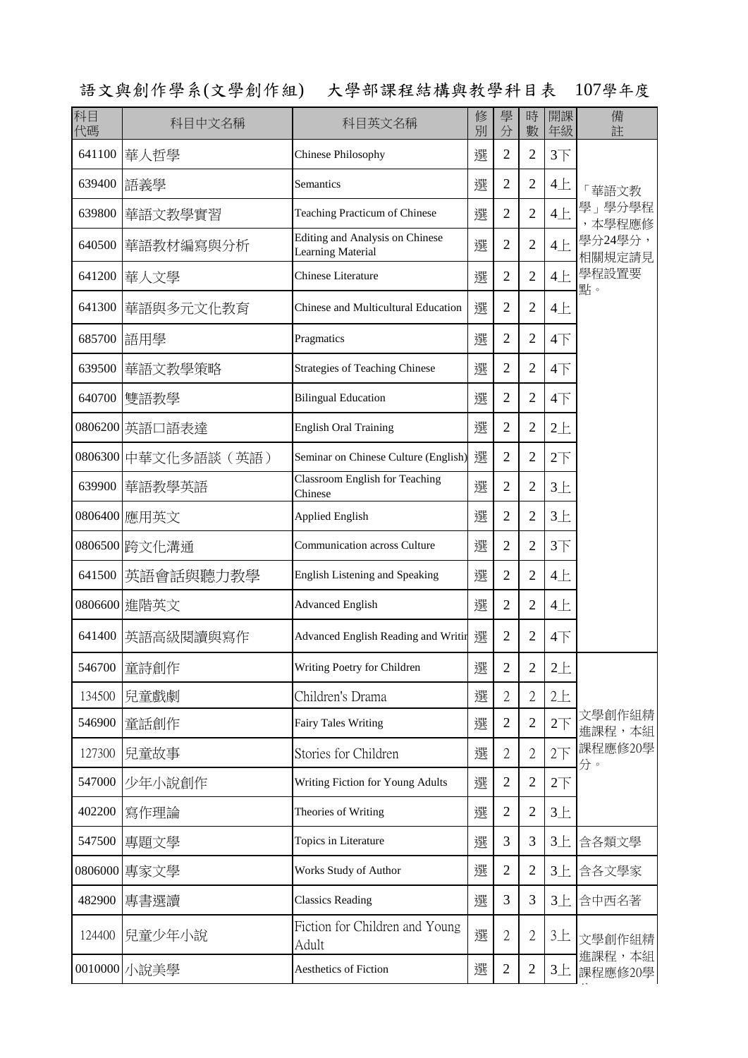# 語文與創作學系(文學創作組) 大學部課程結構與教學科目表 107學年度

| 科目代碼 | 科目中文名稱 | 科目英文名稱 | 修別 | 學分 | 時數 | 開課年級 | 備註 |
|---|---|---|---|---|---|---|---|
| 641100 | 華人哲學 | Chinese Philosophy | 選 | 2 | 2 | 3下 | 「華語文教學」學分學程，本學程應修學分24學分，相關規定請見學程設置要點。 |
| 639400 | 語義學 | Semantics | 選 | 2 | 2 | 4上 | |
| 639800 | 華語文教學實習 | Teaching Practicum of Chinese | 選 | 2 | 2 | 4上 | |
| 640500 | 華語教材編寫與分析 | Editing and Analysis on Chinese Learning Material | 選 | 2 | 2 | 4上 | |
| 641200 | 華人文學 | Chinese Literature | 選 | 2 | 2 | 4上 | |
| 641300 | 華語與多元文化教育 | Chinese and Multicultural Education | 選 | 2 | 2 | 4上 | |
| 685700 | 語用學 | Pragmatics | 選 | 2 | 2 | 4下 | |
| 639500 | 華語文教學策略 | Strategies of Teaching Chinese | 選 | 2 | 2 | 4下 | |
| 640700 | 雙語教學 | Bilingual Education | 選 | 2 | 2 | 4下 | |
| 0806200 | 英語口語表達 | English Oral Training | 選 | 2 | 2 | 2上 | |
| 0806300 | 中華文化多語談（英語） | Seminar on Chinese Culture (English) | 選 | 2 | 2 | 2下 | |
| 639900 | 華語教學英語 | Classroom English for Teaching Chinese | 選 | 2 | 2 | 3上 | |
| 0806400 | 應用英文 | Applied English | 選 | 2 | 2 | 3上 | |
| 0806500 | 跨文化溝通 | Communication across Culture | 選 | 2 | 2 | 3下 | |
| 641500 | 英語會話與聽力教學 | English Listening and Speaking | 選 | 2 | 2 | 4上 | |
| 0806600 | 進階英文 | Advanced English | 選 | 2 | 2 | 4上 | |
| 641400 | 英語高級閱讀與寫作 | Advanced English Reading and Writir | 選 | 2 | 2 | 4下 | |
| 546700 | 童詩創作 | Writing Poetry for Children | 選 | 2 | 2 | 2上 | 文學創作組精進課程，本組課程應修20學分。 |
| 134500 | 兒童戲劇 | Children's Drama | 選 | 2 | 2 | 2上 | |
| 546900 | 童話創作 | Fairy Tales Writing | 選 | 2 | 2 | 2下 | |
| 127300 | 兒童故事 | Stories for Children | 選 | 2 | 2 | 2下 | |
| 547000 | 少年小說創作 | Writing Fiction for Young Adults | 選 | 2 | 2 | 2下 | |
| 402200 | 寫作理論 | Theories of Writing | 選 | 2 | 2 | 3上 | |
| 547500 | 專題文學 | Topics in Literature | 選 | 3 | 3 | 3上 | 含各類文學 |
| 0806000 | 專家文學 | Works Study of Author | 選 | 2 | 2 | 3上 | 含各文學家 |
| 482900 | 專書選讀 | Classics Reading | 選 | 3 | 3 | 3上 | 含中西名著 |
| 124400 | 兒童少年小說 | Fiction for Children and Young Adult | 選 | 2 | 2 | 3上 | 文學創作組精進課程，本組課程應修20學 |
| 0010000 | 小說美學 | Aesthetics of Fiction | 選 | 2 | 2 | 3上 | |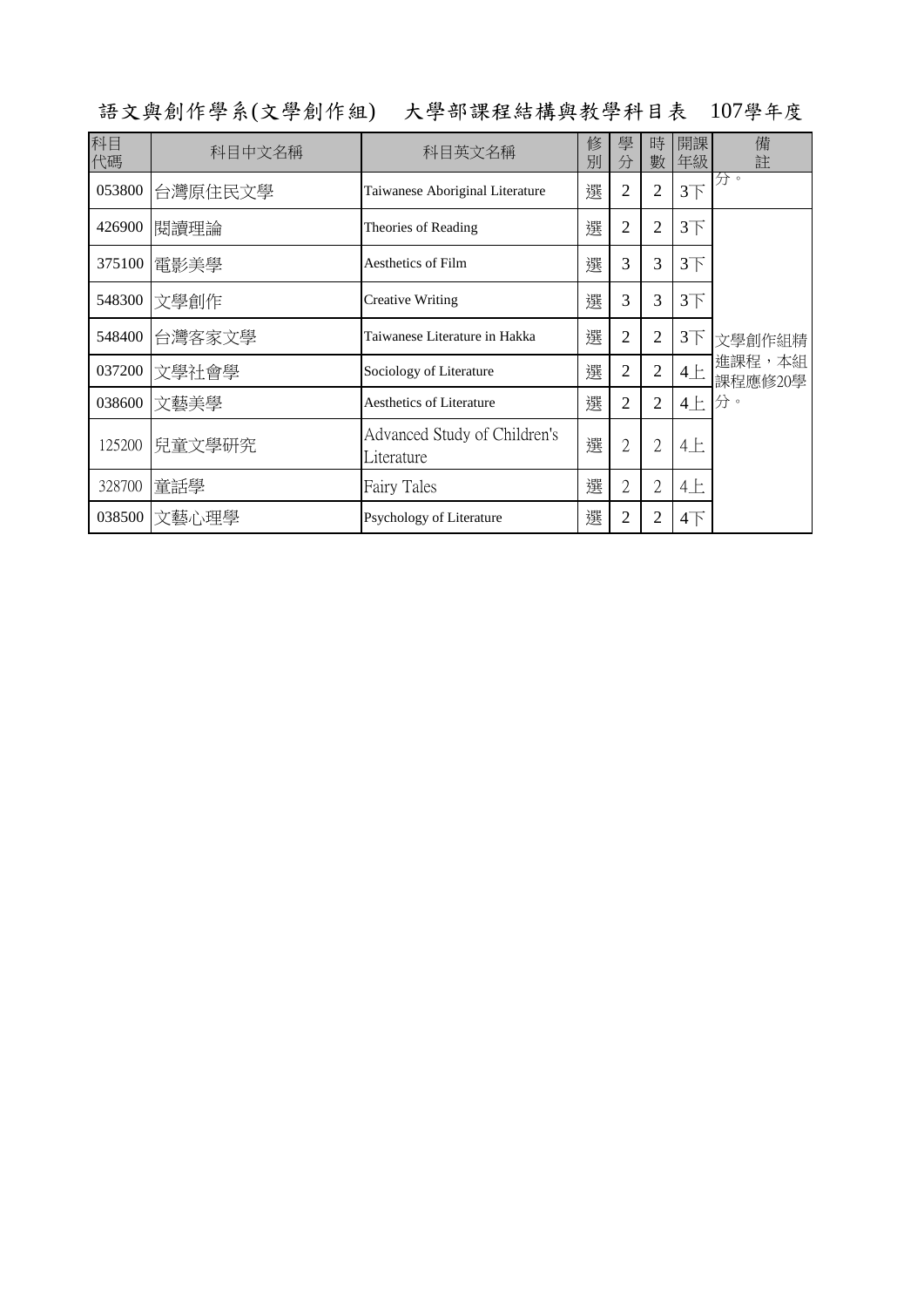# 語文與創作學系(文學創作組)　大學部課程結構與教學科目表　107學年度

| 科目代碼 | 科目中文名稱 | 科目英文名稱 | 修別 | 學分 | 時數 | 開課年級 | 備註 |
|---|---|---|---|---|---|---|---|
| 053800 | 台灣原住民文學 | Taiwanese Aboriginal Literature | 選 | 2 | 2 | 3下 | 分。 |
| 426900 | 閱讀理論 | Theories of Reading | 選 | 2 | 2 | 3下 | 文學創作組精進課程，本組課程應修20學分。 |
| 375100 | 電影美學 | Aesthetics of Film | 選 | 3 | 3 | 3下 | |
| 548300 | 文學創作 | Creative Writing | 選 | 3 | 3 | 3下 | |
| 548400 | 台灣客家文學 | Taiwanese Literature in Hakka | 選 | 2 | 2 | 3下 | |
| 037200 | 文學社會學 | Sociology of Literature | 選 | 2 | 2 | 4上 | |
| 038600 | 文藝美學 | Aesthetics of Literature | 選 | 2 | 2 | 4上 | |
| 125200 | 兒童文學研究 | Advanced Study of Children's Literature | 選 | 2 | 2 | 4上 | |
| 328700 | 童話學 | Fairy Tales | 選 | 2 | 2 | 4上 | |
| 038500 | 文藝心理學 | Psychology of Literature | 選 | 2 | 2 | 4下 | |